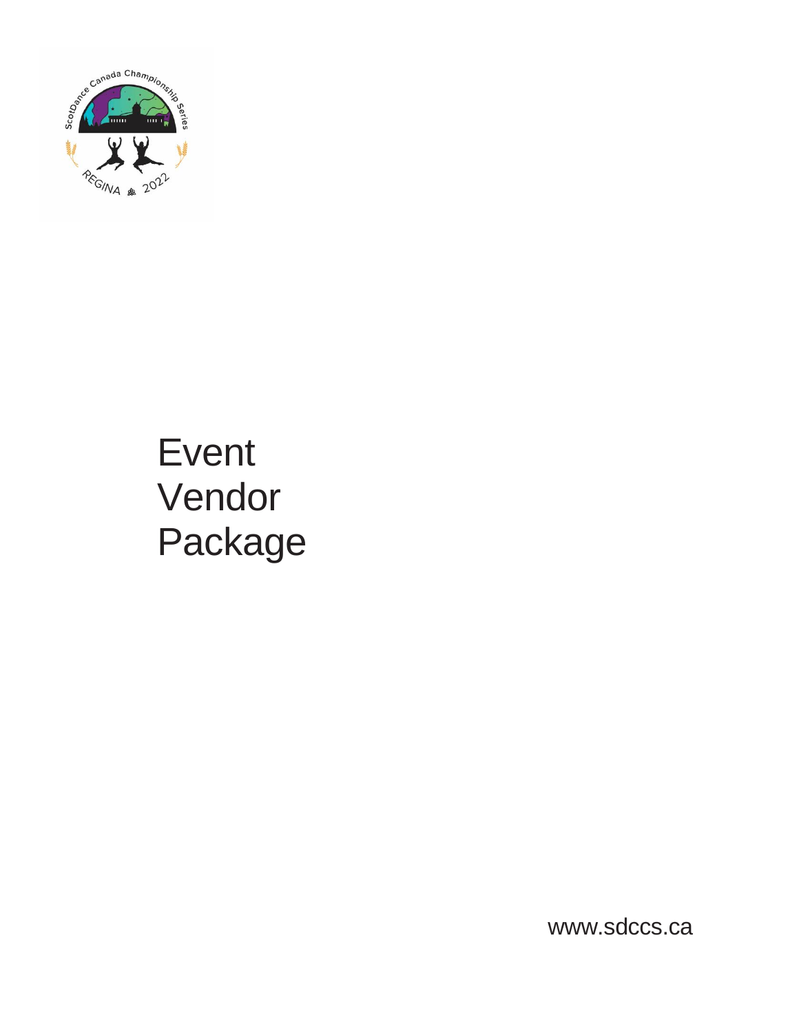# Event Vendor Package

www.sdccs.ca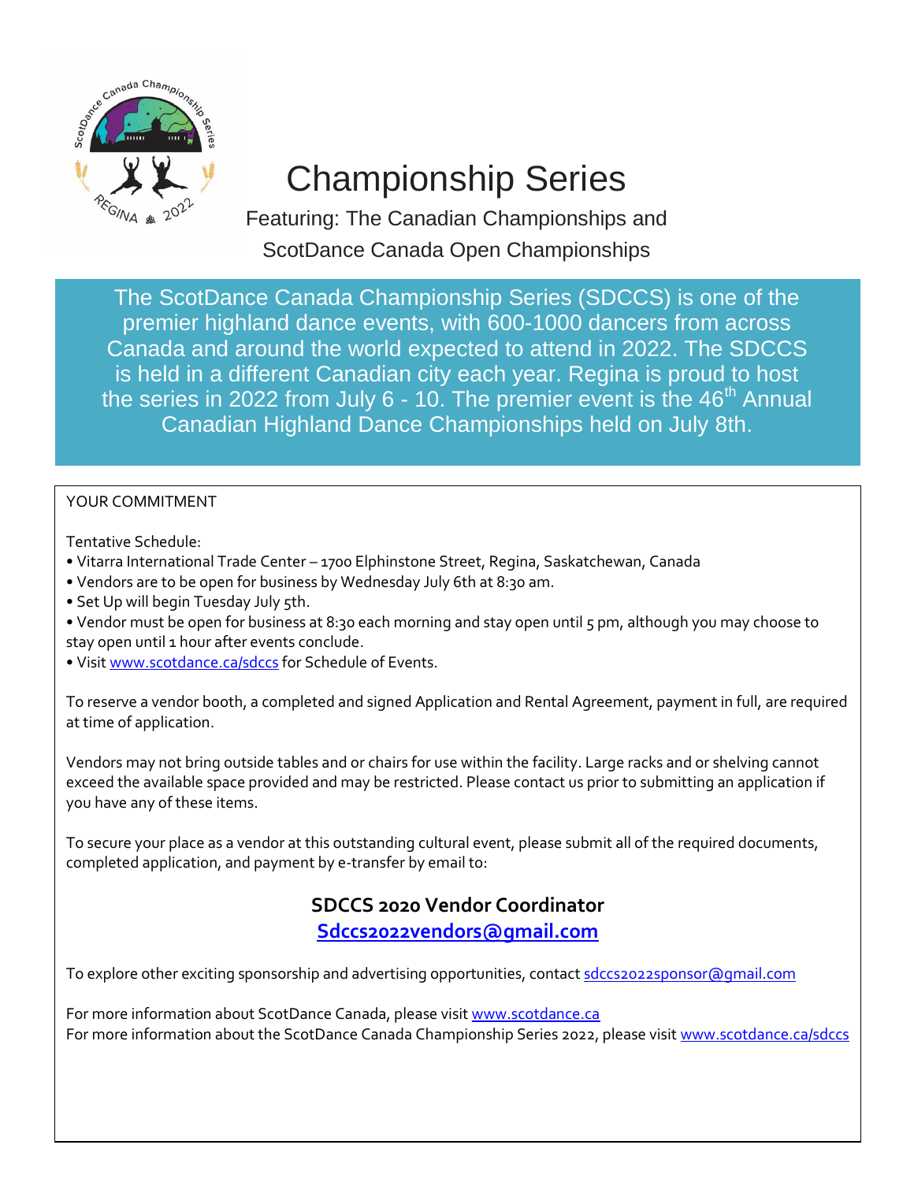# Championship Series

Featuring: The Canadian Championships and ScotDance Canada Open Championships

The ScotDance Canada Championship Series (SDCCS) is one of the premier highland dance events, with 600-1000 dancers from across Canada and around the world expected to attend in 2022. The SDCCS is held in a different Canadian city each year. Regina is proud to host the series in 2022 from July 6 - 10. The premier event is the 46th Annual Canadian Highland Dance Championships held on July 8th.

YOUR COMMITMENT

Tentative Schedule:

- Vitarra International Trade Center – 1700 Elphinstone Street, Regina, Saskatchewan, Canada
- Vendors are to be open for business by Wednesday July 6th at 8:30 am.
- Set Up will begin Tuesday July 5th.
- Vendor must be open for business at 8:30 each morning and stay open until 5 pm, although you may choose to stay open until 1 hour after events conclude.
- Visit www.scotdance.ca/sdccs for Schedule of Events.

To reserve a vendor booth, a completed and signed Application and Rental Agreement, payment in full, are required at time of application.

Vendors may not bring outside tables and or chairs for use within the facility. Large racks and or shelving cannot exceed the available space provided and may be restricted. Please contact us prior to submitting an application if you have any of these items.

To secure your place as a vendor at this outstanding cultural event, please submit all of the required documents, completed application, and payment by e-transfer by email to:

**SDCCS 2020 Vendor Coordinator**

**Sdccs2022vendors@gmail.com**

To explore other exciting sponsorship and advertising opportunities, contact sdccs2022sponsor@gmail.com

For more information about ScotDance Canada, please visit www.scotdance.ca
For more information about the ScotDance Canada Championship Series 2022, please visit www.scotdance.ca/sdccs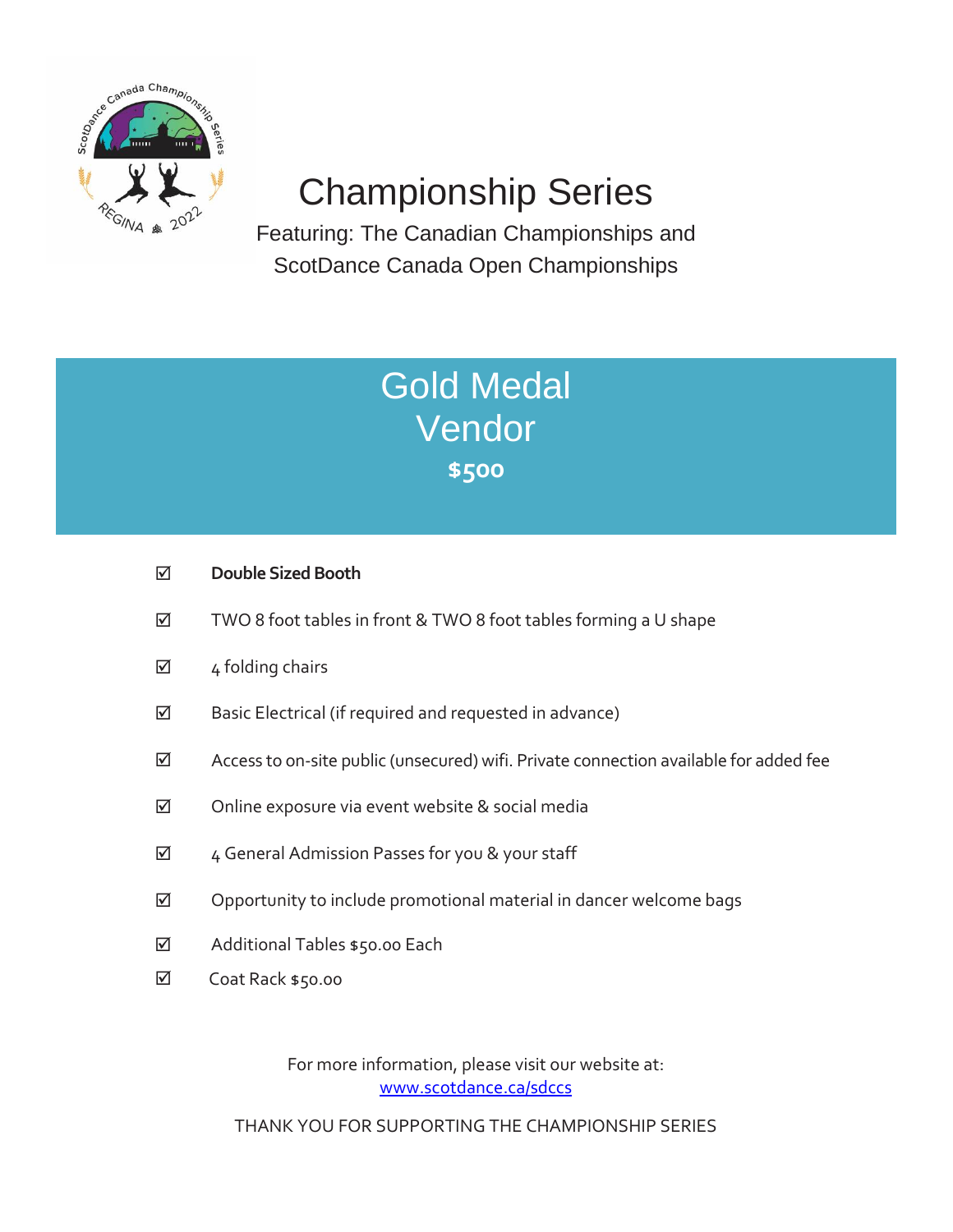# Championship Series

Featuring: The Canadian Championships and ScotDance Canada Open Championships

## Gold Medal Vendor

**$500**

- ☑ **Double Sized Booth**
- ☑ TWO 8 foot tables in front & TWO 8 foot tables forming a U shape
- ☑ 4 folding chairs
- ☑ Basic Electrical (if required and requested in advance)
- ☑ Access to on-site public (unsecured) wifi. Private connection available for added fee
- ☑ Online exposure via event website & social media
- ☑ 4 General Admission Passes for you & your staff
- ☑ Opportunity to include promotional material in dancer welcome bags
- ☑ Additional Tables $50.00 Each
- ☑ Coat Rack $50.00

For more information, please visit our website at:
[www.scotdance.ca/sdccs](http://www.scotdance.ca/sdccs)

THANK YOU FOR SUPPORTING THE CHAMPIONSHIP SERIES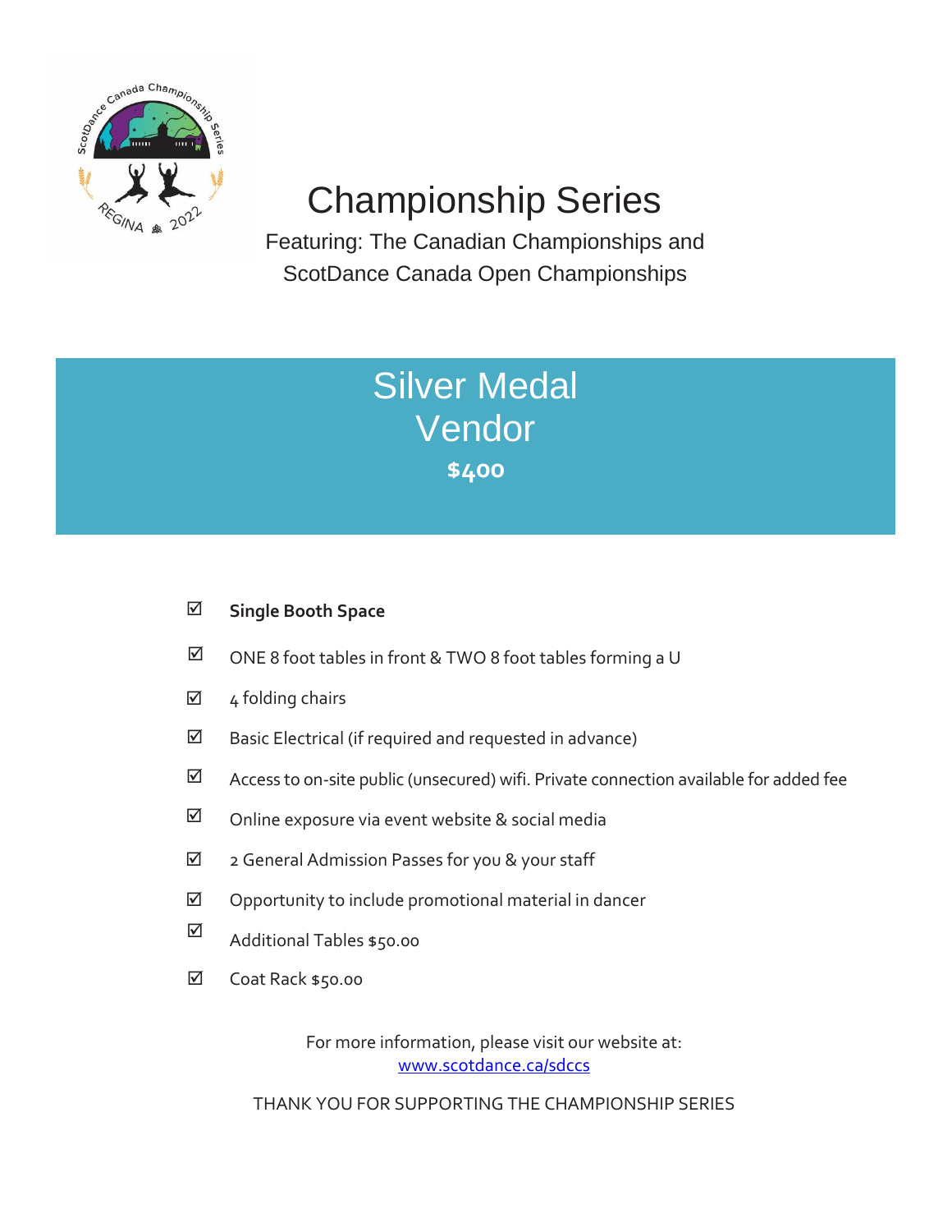# Championship Series

Featuring: The Canadian Championships and ScotDance Canada Open Championships

## Silver Medal Vendor

**$400**

- ☑ **Single Booth Space**
- ☑ ONE 8 foot tables in front & TWO 8 foot tables forming a U
- ☑ 4 folding chairs
- ☑ Basic Electrical (if required and requested in advance)
- ☑ Access to on-site public (unsecured) wifi. Private connection available for added fee
- ☑ Online exposure via event website & social media
- ☑ 2 General Admission Passes for you & your staff
- ☑ Opportunity to include promotional material in dancer
- ☑ Additional Tables $50.00
- ☑ Coat Rack $50.00

For more information, please visit our website at:
www.scotdance.ca/sdccs

THANK YOU FOR SUPPORTING THE CHAMPIONSHIP SERIES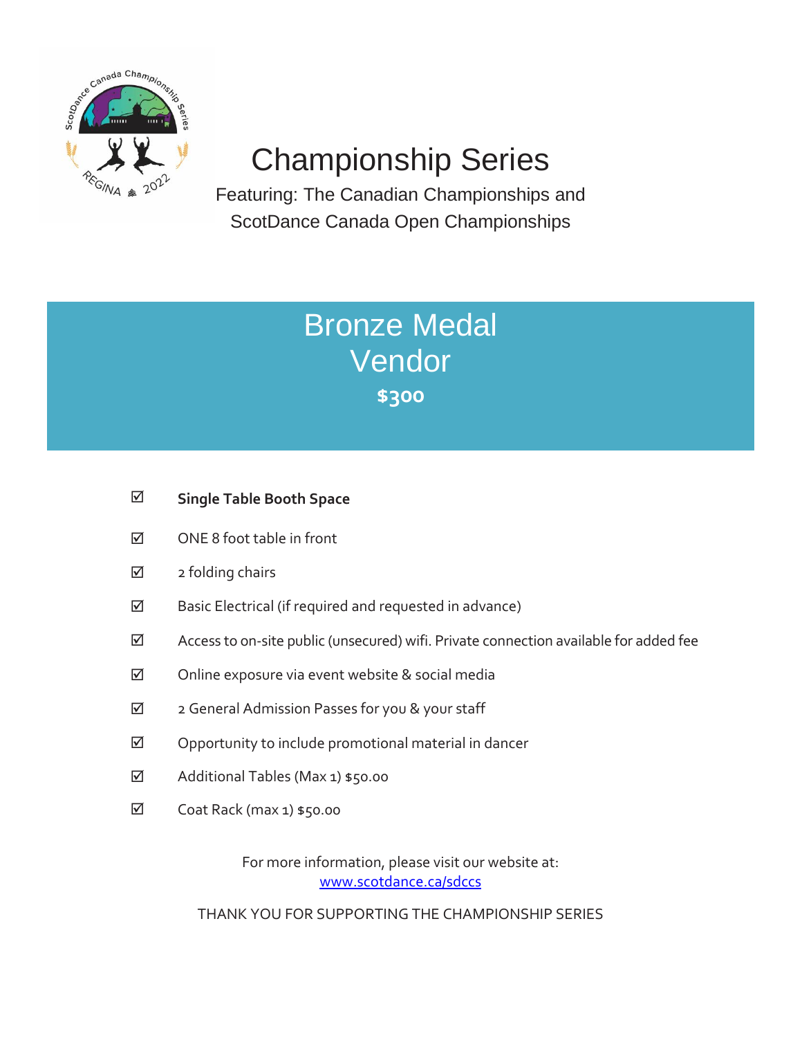# Championship Series

Featuring: The Canadian Championships and ScotDance Canada Open Championships

## Bronze Medal Vendor

**$300**

- ☑ **Single Table Booth Space**
- ☑ ONE 8 foot table in front
- ☑ 2 folding chairs
- ☑ Basic Electrical (if required and requested in advance)
- ☑ Access to on-site public (unsecured) wifi. Private connection available for added fee
- ☑ Online exposure via event website & social media
- ☑ 2 General Admission Passes for you & your staff
- ☑ Opportunity to include promotional material in dancer
- ☑ Additional Tables (Max 1) $50.00
- ☑ Coat Rack (max 1) $50.00

For more information, please visit our website at:
[www.scotdance.ca/sdccs](http://www.scotdance.ca/sdccs)

THANK YOU FOR SUPPORTING THE CHAMPIONSHIP SERIES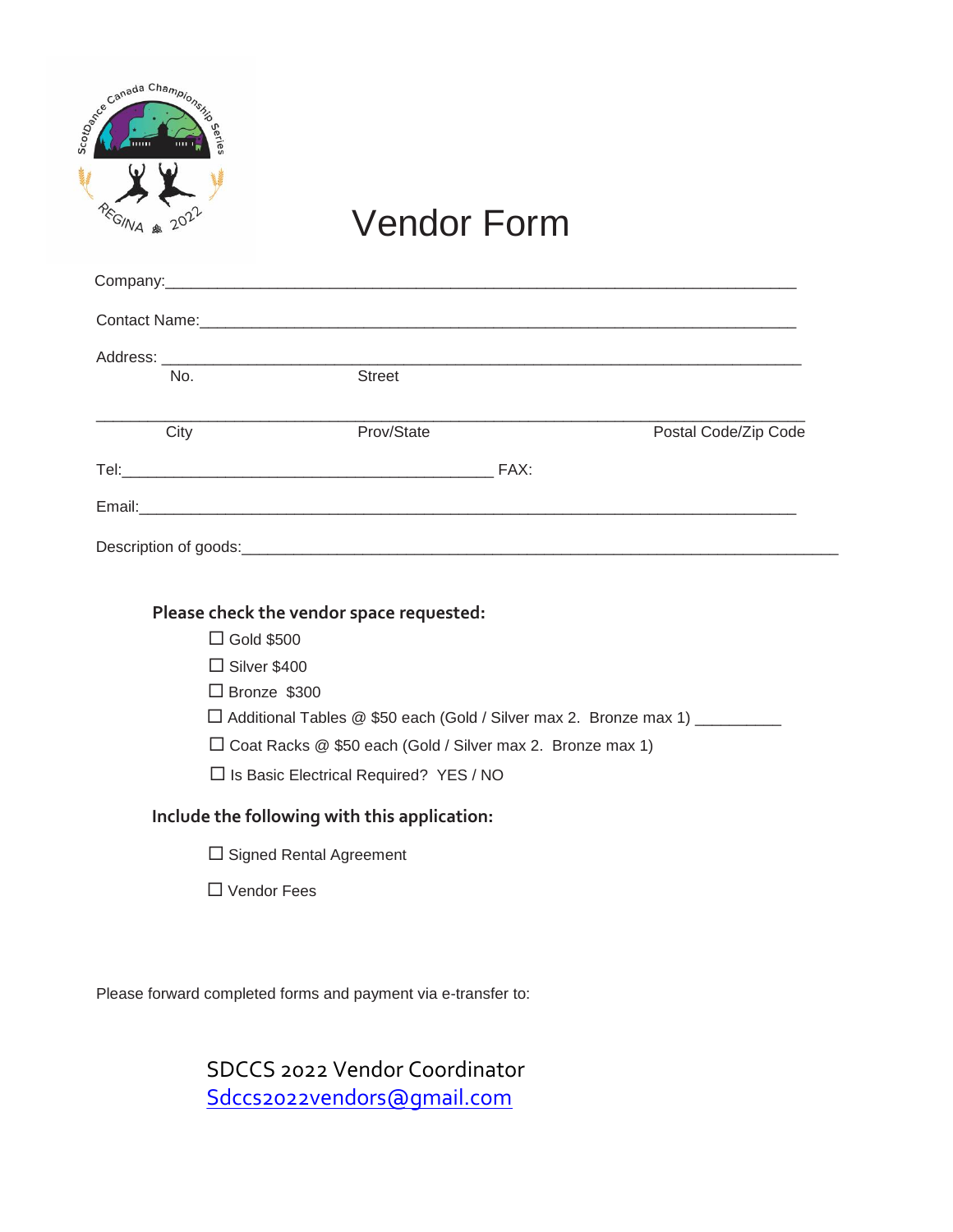# Vendor Form

Company:\_\_\_\_\_\_\_\_\_\_\_\_\_\_\_\_\_\_\_\_\_\_\_\_\_\_\_\_\_\_\_\_\_\_\_\_\_\_\_\_\_\_\_\_\_\_\_\_\_\_\_\_\_\_\_\_\_\_\_\_\_\_\_\_

Contact Name:\_\_\_\_\_\_\_\_\_\_\_\_\_\_\_\_\_\_\_\_\_\_\_\_\_\_\_\_\_\_\_\_\_\_\_\_\_\_\_\_\_\_\_\_\_\_\_\_\_\_\_\_\_\_\_\_\_\_\_\_\_

Address: \_\_\_\_\_\_\_\_\_\_\_\_\_\_\_\_\_\_\_\_\_\_\_\_\_\_\_\_\_\_\_\_\_\_\_\_\_\_\_\_\_\_\_\_\_\_\_\_\_\_\_\_\_\_\_\_\_\_\_\_\_\_\_\_\_

No. Street

\_\_\_\_\_\_\_\_\_\_\_\_\_\_\_\_\_\_\_\_\_\_\_\_\_\_\_\_\_\_\_\_\_\_\_\_\_\_\_\_\_\_\_\_\_\_\_\_\_\_\_\_\_\_\_\_\_\_\_\_\_\_\_\_\_\_\_\_\_\_\_\_\_\_\_

City Prov/State Postal Code/Zip Code

Tel:\_\_\_\_\_\_\_\_\_\_\_\_\_\_\_\_\_\_\_\_\_\_\_\_\_\_\_\_\_\_\_\_\_\_\_\_\_\_\_\_ FAX:

Email:\_\_\_\_\_\_\_\_\_\_\_\_\_\_\_\_\_\_\_\_\_\_\_\_\_\_\_\_\_\_\_\_\_\_\_\_\_\_\_\_\_\_\_\_\_\_\_\_\_\_\_\_\_\_\_\_\_\_\_\_\_\_\_\_\_\_\_\_\_\_

Description of goods:\_\_\_\_\_\_\_\_\_\_\_\_\_\_\_\_\_\_\_\_\_\_\_\_\_\_\_\_\_\_\_\_\_\_\_\_\_\_\_\_\_\_\_\_\_\_\_\_\_\_\_\_\_\_\_\_\_\_\_\_\_\_\_

**Please check the vendor space requested:**

- ☐ Gold $500
- ☐ Silver $400
- ☐ Bronze $300
- ☐ Additional Tables @ $50 each (Gold / Silver max 2. Bronze max 1) \_\_\_\_\_\_\_\_\_\_
- ☐ Coat Racks @ $50 each (Gold / Silver max 2. Bronze max 1)
- ☐ Is Basic Electrical Required? YES / NO

**Include the following with this application:**

- ☐ Signed Rental Agreement
- ☐ Vendor Fees

Please forward completed forms and payment via e-transfer to:

SDCCS 2022 Vendor Coordinator
Sdccs2022vendors@gmail.com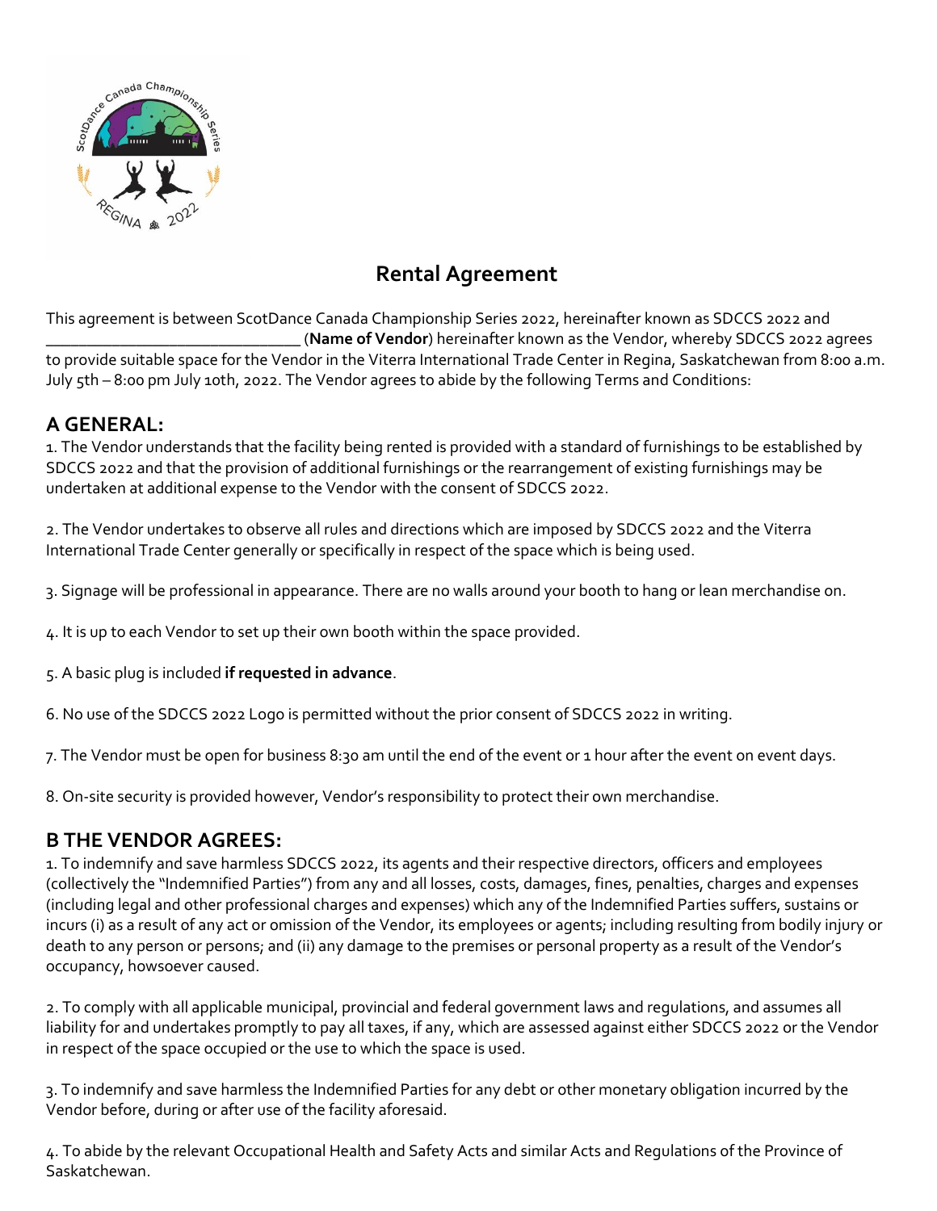# Rental Agreement

This agreement is between ScotDance Canada Championship Series 2022, hereinafter known as SDCCS 2022 and _______________________________ (**Name of Vendor**) hereinafter known as the Vendor, whereby SDCCS 2022 agrees to provide suitable space for the Vendor in the Viterra International Trade Center in Regina, Saskatchewan from 8:00 a.m. July 5th – 8:00 pm July 10th, 2022. The Vendor agrees to abide by the following Terms and Conditions:

## A GENERAL:

1. The Vendor understands that the facility being rented is provided with a standard of furnishings to be established by SDCCS 2022 and that the provision of additional furnishings or the rearrangement of existing furnishings may be undertaken at additional expense to the Vendor with the consent of SDCCS 2022.

2. The Vendor undertakes to observe all rules and directions which are imposed by SDCCS 2022 and the Viterra International Trade Center generally or specifically in respect of the space which is being used.

3. Signage will be professional in appearance. There are no walls around your booth to hang or lean merchandise on.

4. It is up to each Vendor to set up their own booth within the space provided.

5. A basic plug is included **if requested in advance**.

6. No use of the SDCCS 2022 Logo is permitted without the prior consent of SDCCS 2022 in writing.

7. The Vendor must be open for business 8:30 am until the end of the event or 1 hour after the event on event days.

8. On-site security is provided however, Vendor's responsibility to protect their own merchandise.

## B THE VENDOR AGREES:

1. To indemnify and save harmless SDCCS 2022, its agents and their respective directors, officers and employees (collectively the "Indemnified Parties") from any and all losses, costs, damages, fines, penalties, charges and expenses (including legal and other professional charges and expenses) which any of the Indemnified Parties suffers, sustains or incurs (i) as a result of any act or omission of the Vendor, its employees or agents; including resulting from bodily injury or death to any person or persons; and (ii) any damage to the premises or personal property as a result of the Vendor's occupancy, howsoever caused.

2. To comply with all applicable municipal, provincial and federal government laws and regulations, and assumes all liability for and undertakes promptly to pay all taxes, if any, which are assessed against either SDCCS 2022 or the Vendor in respect of the space occupied or the use to which the space is used.

3. To indemnify and save harmless the Indemnified Parties for any debt or other monetary obligation incurred by the Vendor before, during or after use of the facility aforesaid.

4. To abide by the relevant Occupational Health and Safety Acts and similar Acts and Regulations of the Province of Saskatchewan.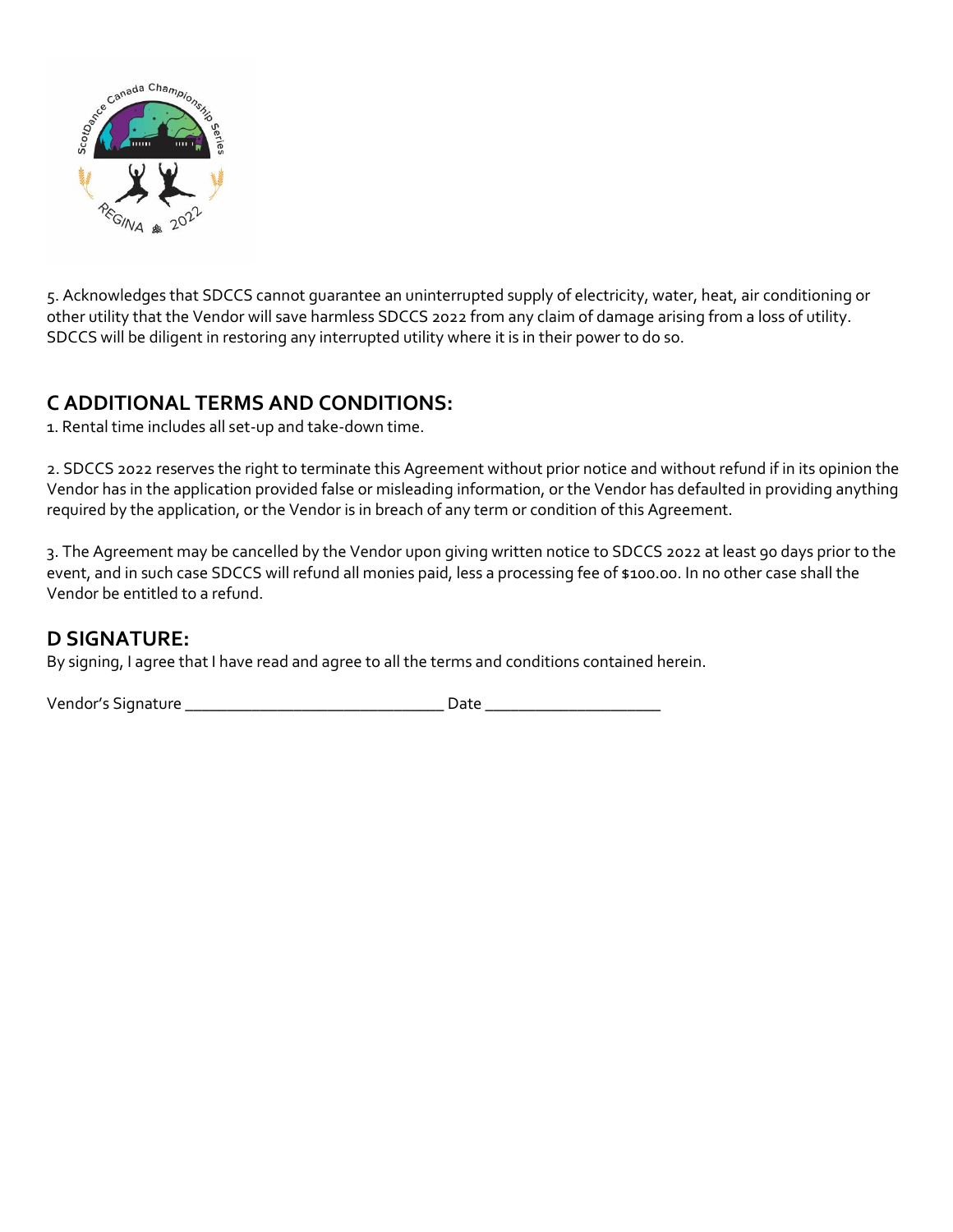5. Acknowledges that SDCCS cannot guarantee an uninterrupted supply of electricity, water, heat, air conditioning or other utility that the Vendor will save harmless SDCCS 2022 from any claim of damage arising from a loss of utility. SDCCS will be diligent in restoring any interrupted utility where it is in their power to do so.

## C ADDITIONAL TERMS AND CONDITIONS:

1. Rental time includes all set-up and take-down time.

2. SDCCS 2022 reserves the right to terminate this Agreement without prior notice and without refund if in its opinion the Vendor has in the application provided false or misleading information, or the Vendor has defaulted in providing anything required by the application, or the Vendor is in breach of any term or condition of this Agreement.

3. The Agreement may be cancelled by the Vendor upon giving written notice to SDCCS 2022 at least 90 days prior to the event, and in such case SDCCS will refund all monies paid, less a processing fee of $100.00. In no other case shall the Vendor be entitled to a refund.

## D SIGNATURE:

By signing, I agree that I have read and agree to all the terms and conditions contained herein.

Vendor's Signature ______________________________ Date ____________________